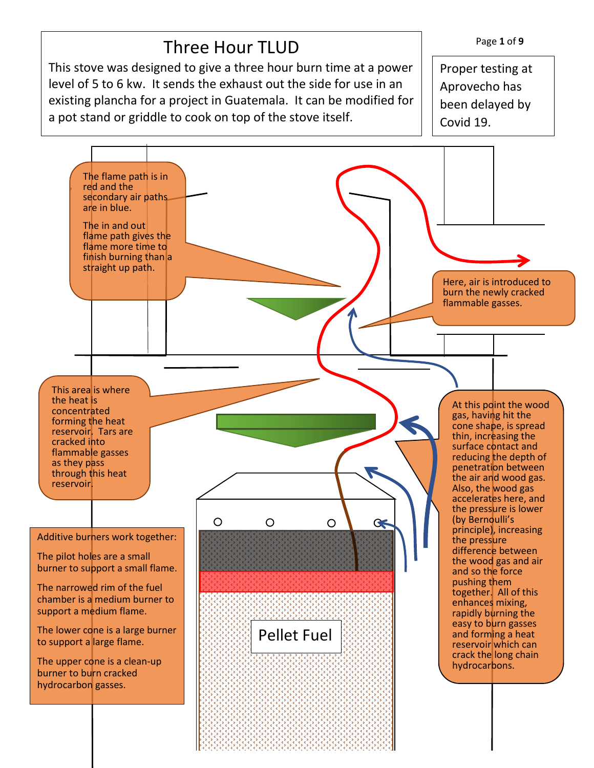# Three Hour TLUD

This stove was designed to give a three hour burn time at a power level of 5 to 6 kw. It sends the exhaust out the side for use in an existing plancha for a project in Guatemala. It can be modified for a pot stand or griddle to cook on top of the stove itself.

Proper testing at Aprovecho has been delayed by Covid 19.

The flame path is in red and the secondary air paths are in blue.

The in and out flame path gives the flame more time to finish burning than a straight up path.

Here, air is introduced to burn the newly cracked flammable gasses.

This area is where the heat is concentrated forming the heat reservoir. Tars are cracked into flammable gasses as they pass through this heat reservoir.

At this point the wood gas, having hit the cone shape, is spread thin, increasing the surface contact and reducing the depth of penetration between the air and wood gas. Also, the wood gas accelerates here, and the pressure is lower (by Bernoulli's principle), increasing the pressure difference between the wood gas and air and so the force pushing them together. All of this enhances mixing, rapidly burning the easy to burn gasses and forming a heat reservoir which can crack the long chain hydrocarbons.

Additive burners work together:

The pilot holes are a small burner to support a small flame.

The narrowed rim of the fuel chamber is a medium burner to support a medium flame.

The lower cone is a large burner to support a large flame.

The upper cone is a clean-up burner to burn cracked hydrocarbon gasses.

Pellet Fuel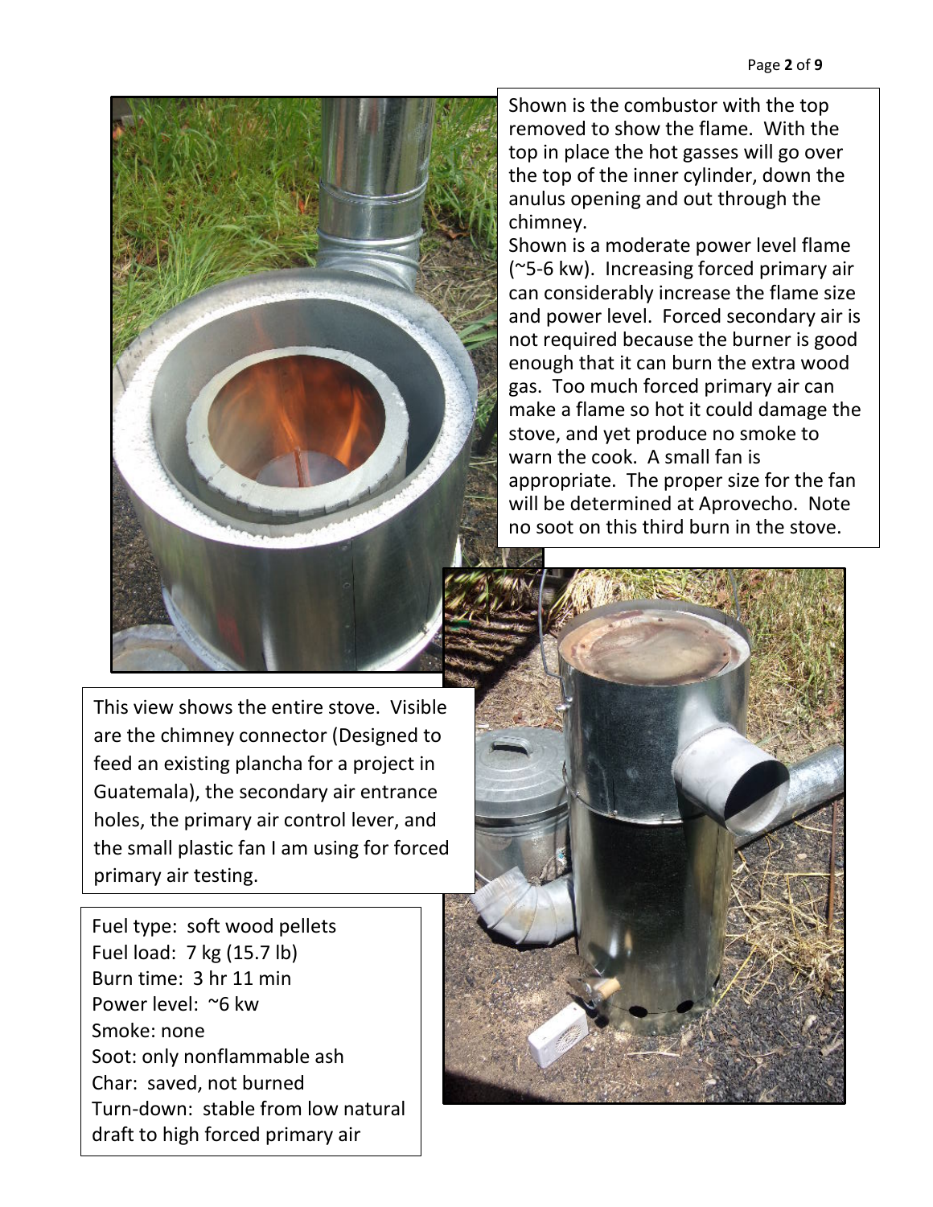Shown is the combustor with the top removed to show the flame. With the top in place the hot gasses will go over the top of the inner cylinder, down the anulus opening and out through the chimney.

Shown is a moderate power level flame (~5-6 kw). Increasing forced primary air can considerably increase the flame size and power level. Forced secondary air is not required because the burner is good enough that it can burn the extra wood gas. Too much forced primary air can make a flame so hot it could damage the stove, and yet produce no smoke to warn the cook. A small fan is appropriate. The proper size for the fan will be determined at Aprovecho. Note no soot on this third burn in the stove.

This view shows the entire stove. Visible are the chimney connector (Designed to feed an existing plancha for a project in Guatemala), the secondary air entrance holes, the primary air control lever, and the small plastic fan I am using for forced primary air testing.

Fuel type: soft wood pellets
Fuel load: 7 kg (15.7 lb)
Burn time: 3 hr 11 min
Power level: ~6 kw
Smoke: none
Soot: only nonflammable ash
Char: saved, not burned
Turn-down: stable from low natural draft to high forced primary air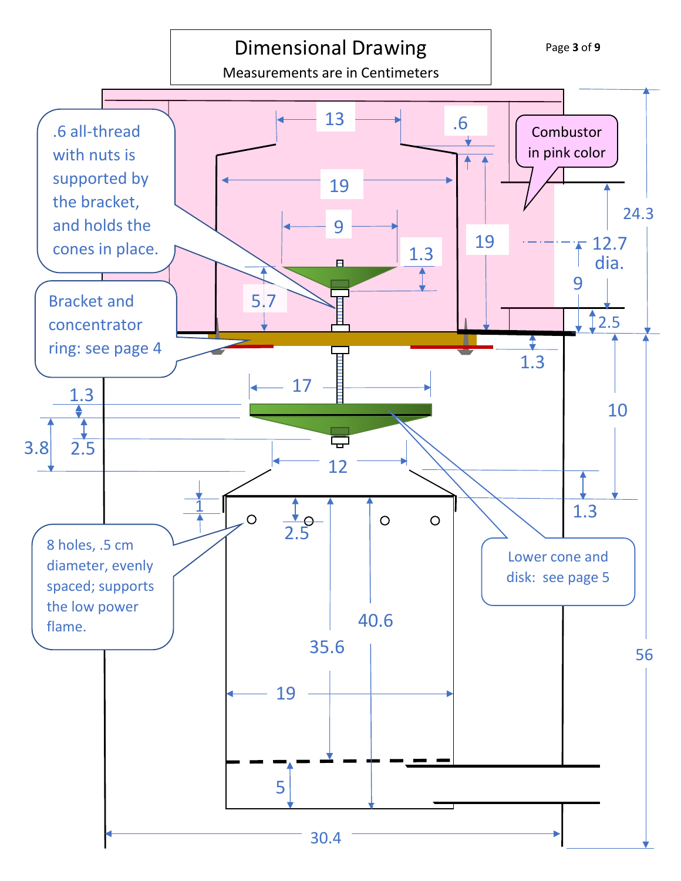# Dimensional Drawing

Measurements are in Centimeters

Combustor in pink color

.6 all-thread with nuts is supported by the bracket, and holds the cones in place.

Bracket and concentrator ring: see page 4

8 holes, .5 cm diameter, evenly spaced; supports the low power flame.

Lower cone and disk: see page 5

13
.6
19
9
1.3
5.7
19
24.3
12.7 dia.
9
2.5
1.3
17
1.3
3.8
2.5
10
12
1.3
1
2.5
40.6
35.6
19
5
56
30.4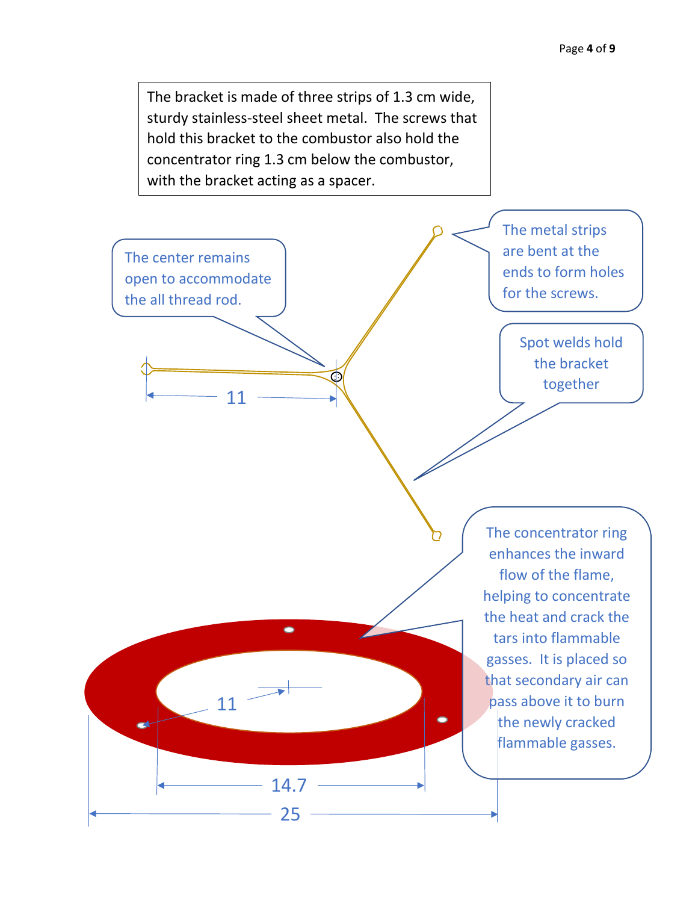The bracket is made of three strips of 1.3 cm wide, sturdy stainless-steel sheet metal. The screws that hold this bracket to the combustor also hold the concentrator ring 1.3 cm below the combustor, with the bracket acting as a spacer.

The center remains open to accommodate the all thread rod.

The metal strips are bent at the ends to form holes for the screws.

Spot welds hold the bracket together

11

The concentrator ring enhances the inward flow of the flame, helping to concentrate the heat and crack the tars into flammable gasses. It is placed so that secondary air can pass above it to burn the newly cracked flammable gasses.

11

14.7

25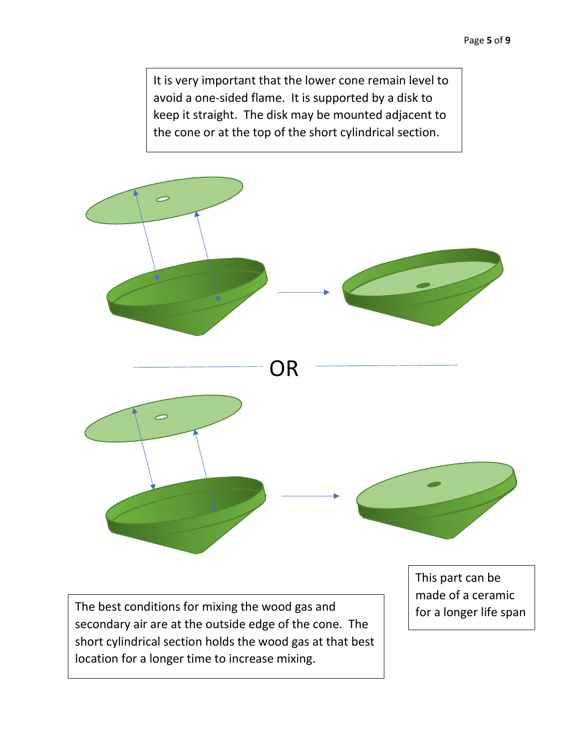It is very important that the lower cone remain level to avoid a one-sided flame. It is supported by a disk to keep it straight. The disk may be mounted adjacent to the cone or at the top of the short cylindrical section.

OR

This part can be made of a ceramic for a longer life span

The best conditions for mixing the wood gas and secondary air are at the outside edge of the cone. The short cylindrical section holds the wood gas at that best location for a longer time to increase mixing.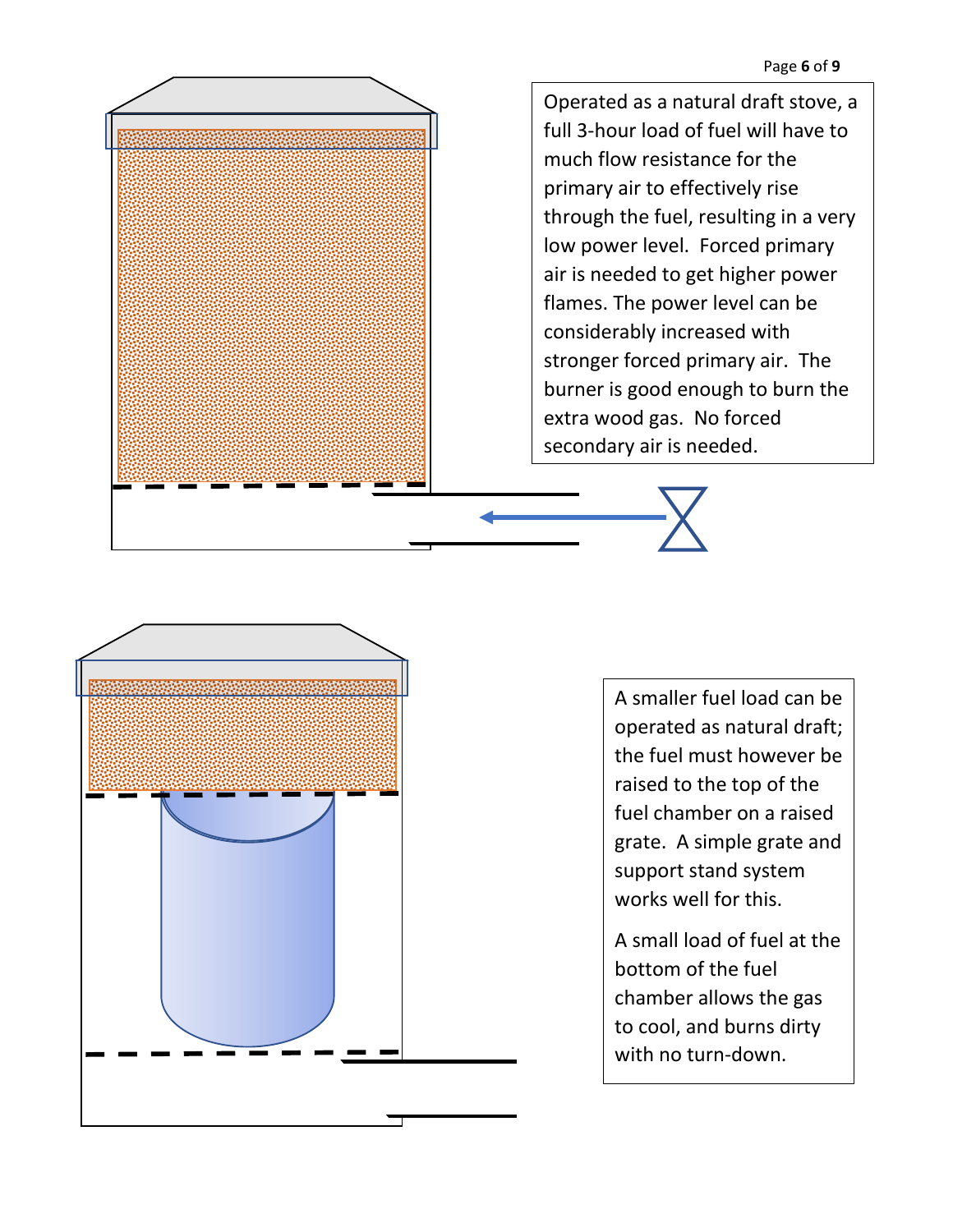Operated as a natural draft stove, a full 3-hour load of fuel will have to much flow resistance for the primary air to effectively rise through the fuel, resulting in a very low power level. Forced primary air is needed to get higher power flames. The power level can be considerably increased with stronger forced primary air. The burner is good enough to burn the extra wood gas. No forced secondary air is needed.

A smaller fuel load can be operated as natural draft; the fuel must however be raised to the top of the fuel chamber on a raised grate. A simple grate and support stand system works well for this.

A small load of fuel at the bottom of the fuel chamber allows the gas to cool, and burns dirty with no turn-down.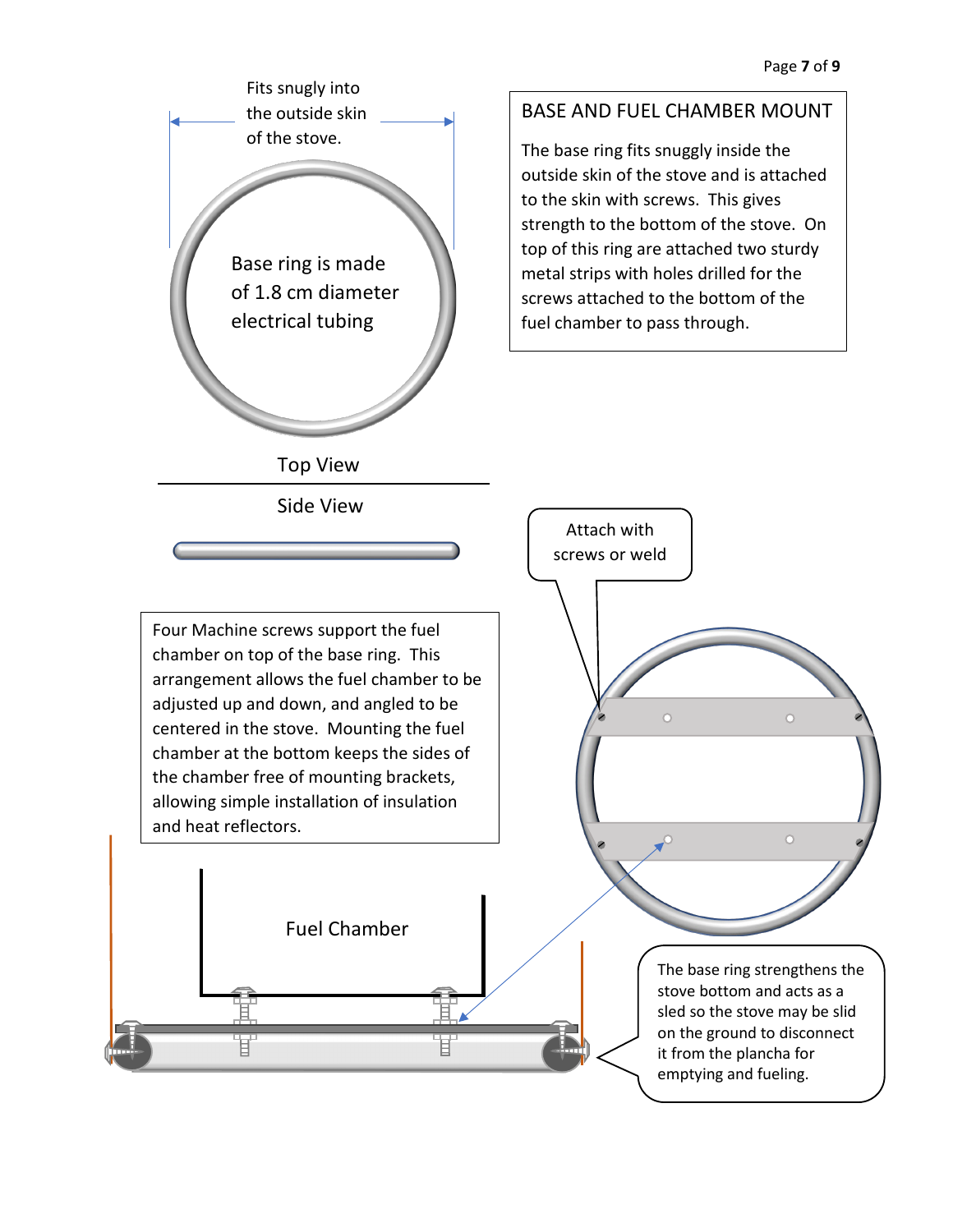Fits snugly into the outside skin of the stove.

Base ring is made of 1.8 cm diameter electrical tubing

Top View

Side View

## BASE AND FUEL CHAMBER MOUNT

The base ring fits snuggly inside the outside skin of the stove and is attached to the skin with screws. This gives strength to the bottom of the stove. On top of this ring are attached two sturdy metal strips with holes drilled for the screws attached to the bottom of the fuel chamber to pass through.

Attach with screws or weld

Four Machine screws support the fuel chamber on top of the base ring. This arrangement allows the fuel chamber to be adjusted up and down, and angled to be centered in the stove. Mounting the fuel chamber at the bottom keeps the sides of the chamber free of mounting brackets, allowing simple installation of insulation and heat reflectors.

Fuel Chamber

The base ring strengthens the stove bottom and acts as a sled so the stove may be slid on the ground to disconnect it from the plancha for emptying and fueling.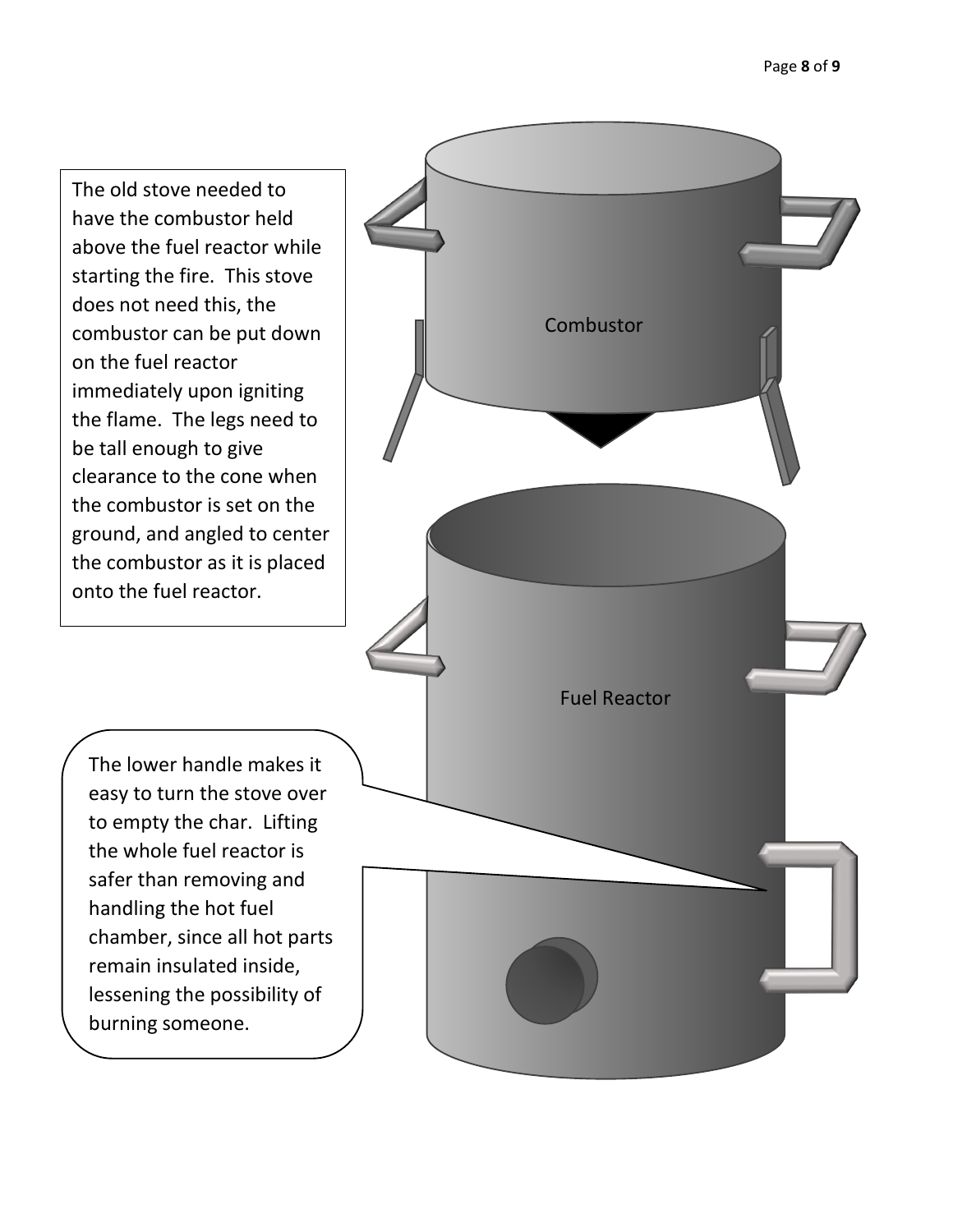The old stove needed to have the combustor held above the fuel reactor while starting the fire. This stove does not need this, the combustor can be put down on the fuel reactor immediately upon igniting the flame. The legs need to be tall enough to give clearance to the cone when the combustor is set on the ground, and angled to center the combustor as it is placed onto the fuel reactor.

Combustor

Fuel Reactor

The lower handle makes it easy to turn the stove over to empty the char. Lifting the whole fuel reactor is safer than removing and handling the hot fuel chamber, since all hot parts remain insulated inside, lessening the possibility of burning someone.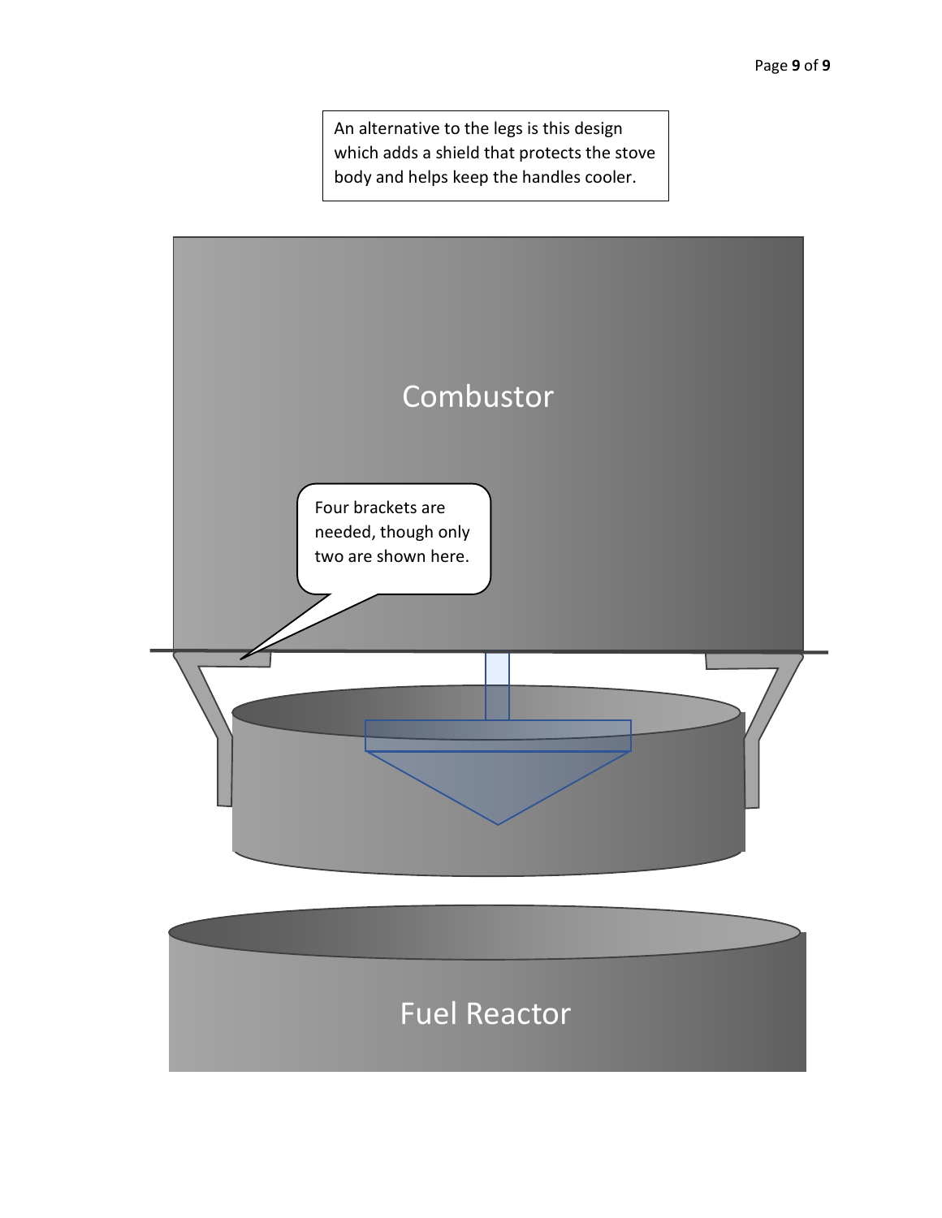An alternative to the legs is this design which adds a shield that protects the stove body and helps keep the handles cooler.

Combustor

Four brackets are needed, though only two are shown here.

Fuel Reactor